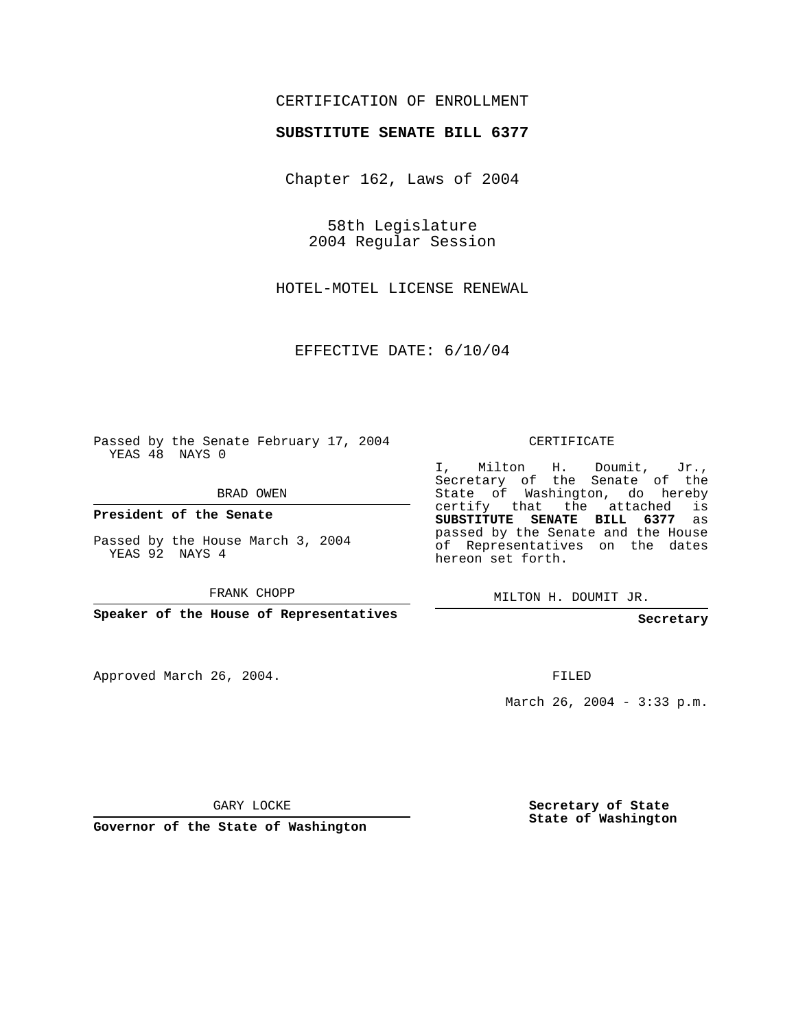CERTIFICATION OF ENROLLMENT

**SUBSTITUTE SENATE BILL 6377**

Chapter 162, Laws of 2004

58th Legislature
2004 Regular Session

HOTEL-MOTEL LICENSE RENEWAL

EFFECTIVE DATE: 6/10/04

Passed by the Senate February 17, 2004
YEAS 48 NAYS 0

BRAD OWEN

**President of the Senate**

Passed by the House March 3, 2004
YEAS 92 NAYS 4

FRANK CHOPP

**Speaker of the House of Representatives**

Approved March 26, 2004.

GARY LOCKE

**Governor of the State of Washington**

CERTIFICATE

I, Milton H. Doumit, Jr., Secretary of the Senate of the State of Washington, do hereby certify that the attached is **SUBSTITUTE SENATE BILL 6377** as passed by the Senate and the House of Representatives on the dates hereon set forth.

MILTON H. DOUMIT JR.

**Secretary**

FILED

March 26, 2004 - 3:33 p.m.

**Secretary of State**
**State of Washington**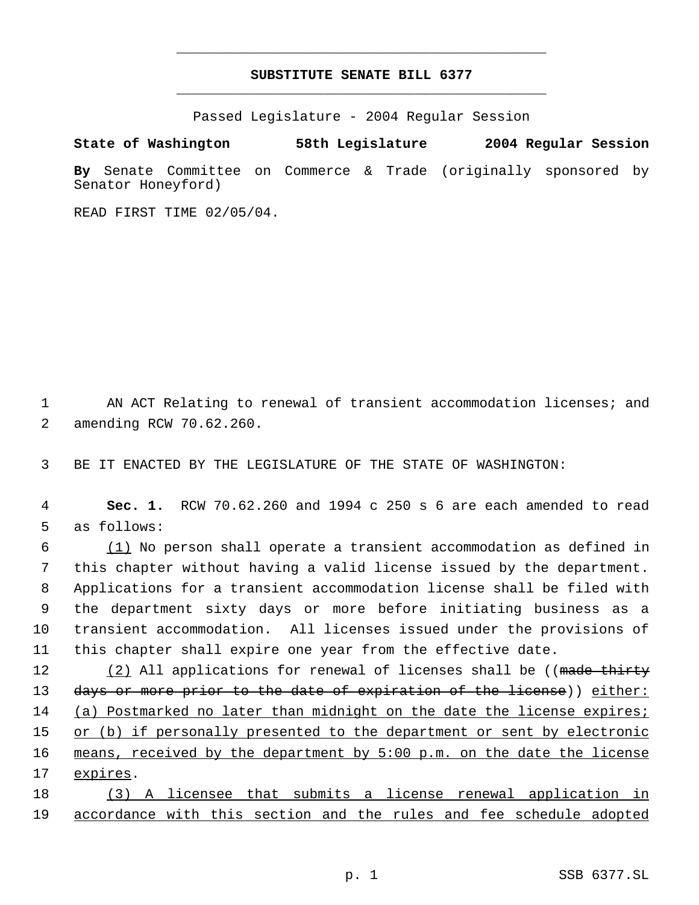# SUBSTITUTE SENATE BILL 6377

Passed Legislature - 2004 Regular Session

**State of Washington 58th Legislature 2004 Regular Session**

**By** Senate Committee on Commerce & Trade (originally sponsored by Senator Honeyford)

READ FIRST TIME 02/05/04.

AN ACT Relating to renewal of transient accommodation licenses; and amending RCW 70.62.260.

BE IT ENACTED BY THE LEGISLATURE OF THE STATE OF WASHINGTON:

**Sec. 1.** RCW 70.62.260 and 1994 c 250 s 6 are each amended to read as follows:

(1) No person shall operate a transient accommodation as defined in this chapter without having a valid license issued by the department. Applications for a transient accommodation license shall be filed with the department sixty days or more before initiating business as a transient accommodation. All licenses issued under the provisions of this chapter shall expire one year from the effective date.

(2) All applications for renewal of licenses shall be ((~~made thirty days or more prior to the date of expiration of the license~~)) either: (a) Postmarked no later than midnight on the date the license expires; or (b) if personally presented to the department or sent by electronic means, received by the department by 5:00 p.m. on the date the license expires.

(3) A licensee that submits a license renewal application in accordance with this section and the rules and fee schedule adopted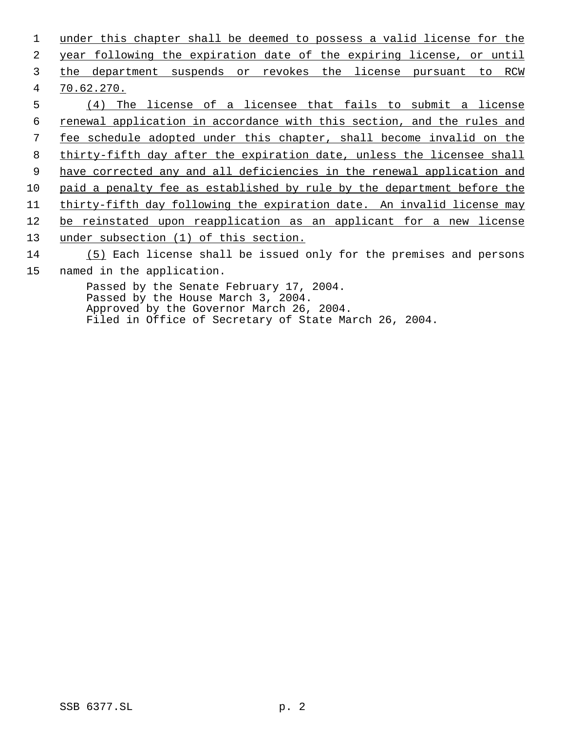under this chapter shall be deemed to possess a valid license for the year following the expiration date of the expiring license, or until the department suspends or revokes the license pursuant to RCW 70.62.270.

(4) The license of a licensee that fails to submit a license renewal application in accordance with this section, and the rules and fee schedule adopted under this chapter, shall become invalid on the thirty-fifth day after the expiration date, unless the licensee shall have corrected any and all deficiencies in the renewal application and paid a penalty fee as established by rule by the department before the thirty-fifth day following the expiration date. An invalid license may be reinstated upon reapplication as an applicant for a new license under subsection (1) of this section.

(5) Each license shall be issued only for the premises and persons named in the application.

Passed by the Senate February 17, 2004.
Passed by the House March 3, 2004.
Approved by the Governor March 26, 2004.
Filed in Office of Secretary of State March 26, 2004.